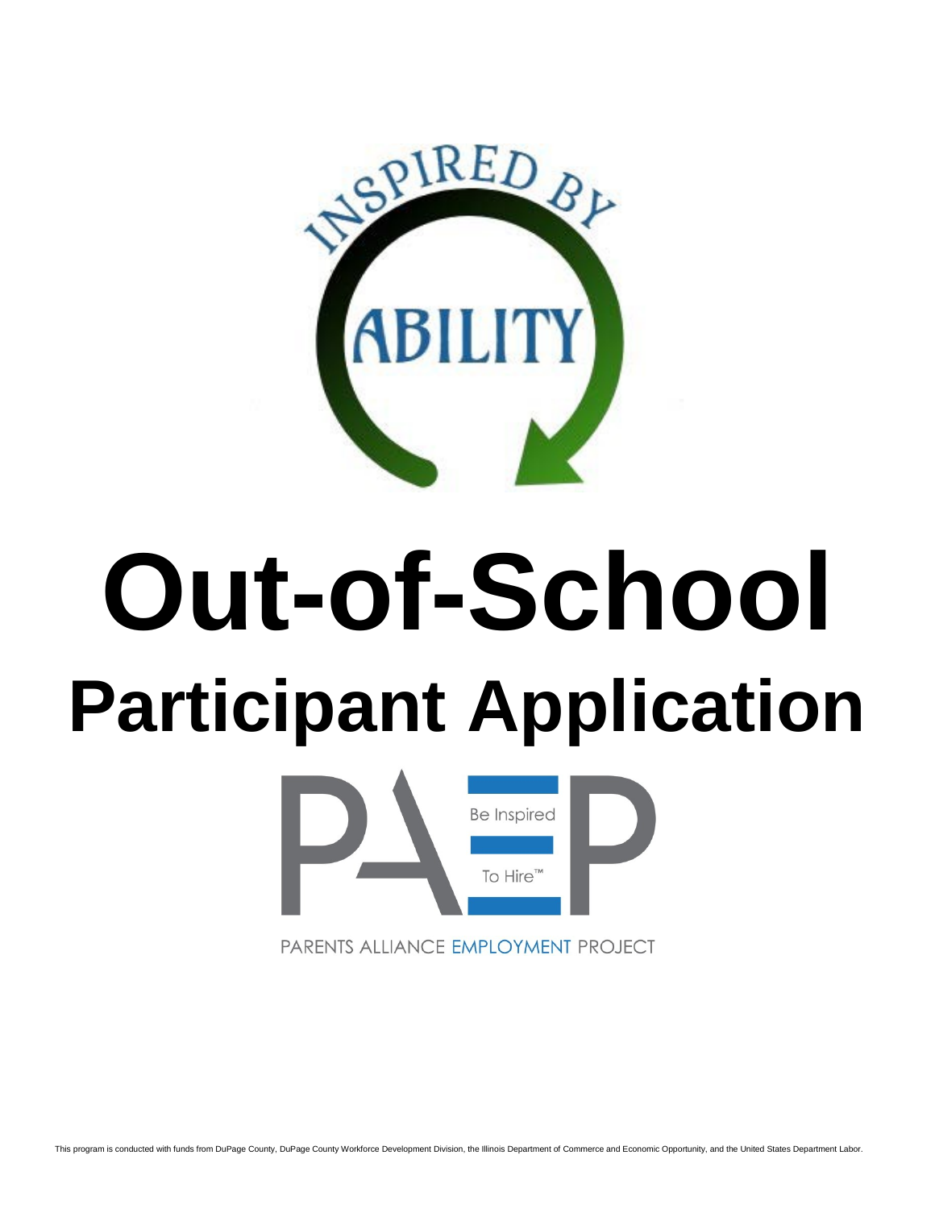INSPIRED BY ABILITY

# Out-of-School

# Participant Application

PAEP

Be Inspired To Hire™

PARENTS ALLIANCE EMPLOYMENT PROJECT

This program is conducted with funds from DuPage County, DuPage County Workforce Development Division, the Illinois Department of Commerce and Economic Opportunity, and the United States Department Labor.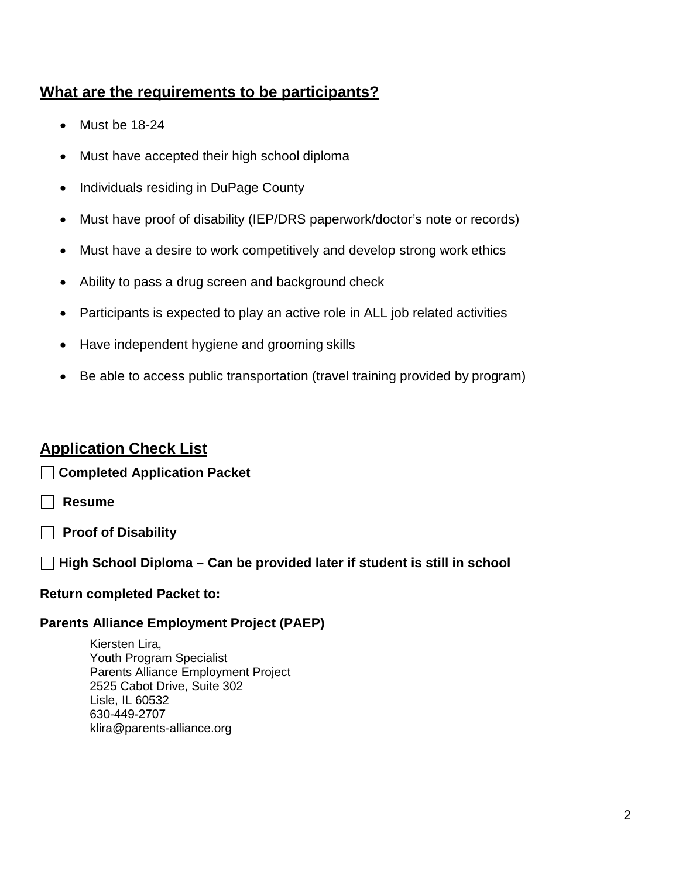## What are the requirements to be participants?

- Must be 18-24
- Must have accepted their high school diploma
- Individuals residing in DuPage County
- Must have proof of disability (IEP/DRS paperwork/doctor's note or records)
- Must have a desire to work competitively and develop strong work ethics
- Ability to pass a drug screen and background check
- Participants is expected to play an active role in ALL job related activities
- Have independent hygiene and grooming skills
- Be able to access public transportation (travel training provided by program)

## Application Check List

- [ ] **Completed Application Packet**
- [ ] **Resume**
- [ ] **Proof of Disability**
- [ ] **High School Diploma – Can be provided later if student is still in school**

**Return completed Packet to:**

**Parents Alliance Employment Project (PAEP)**

Kiersten Lira,  
Youth Program Specialist  
Parents Alliance Employment Project  
2525 Cabot Drive, Suite 302  
Lisle, IL 60532  
630-449-2707  
klira@parents-alliance.org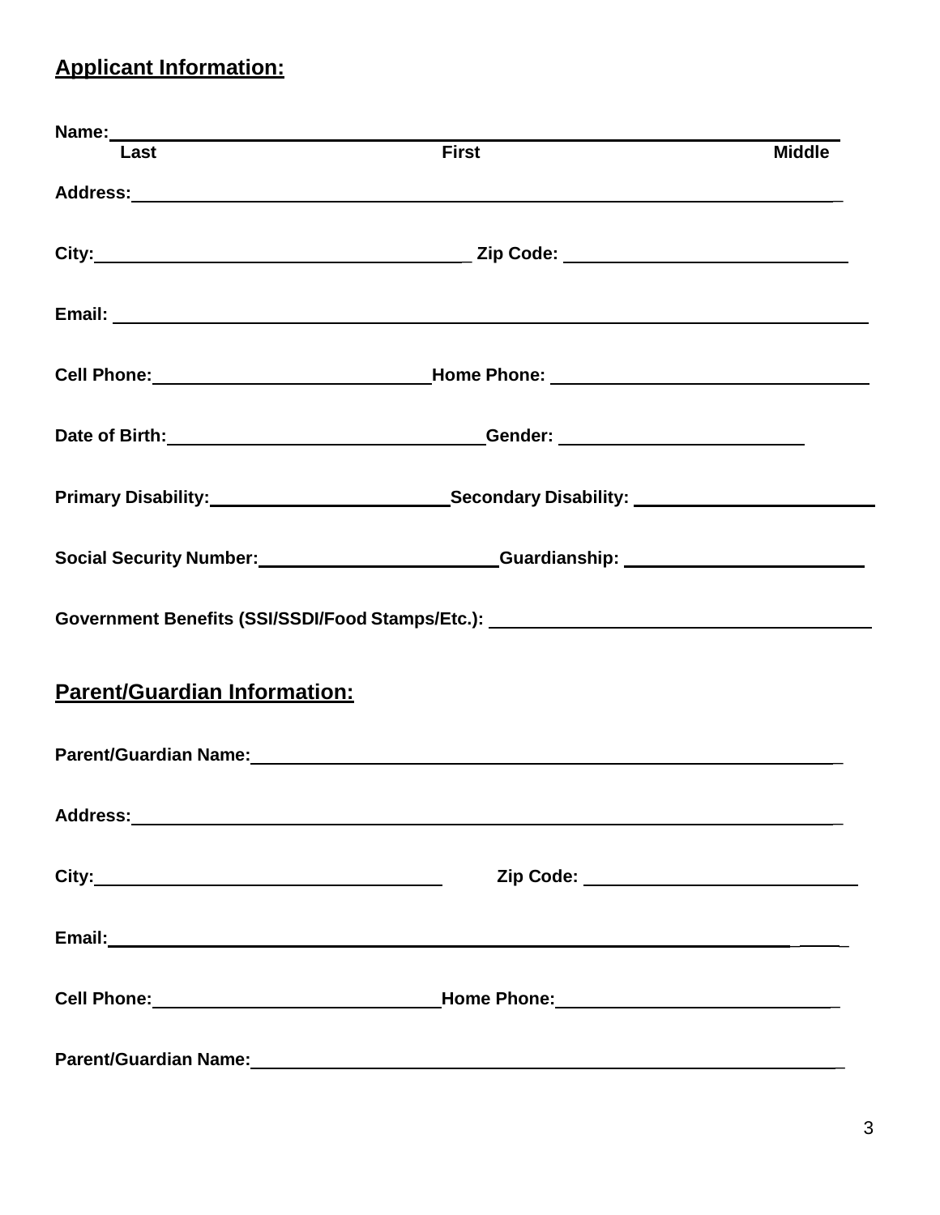## Applicant Information:

**Name:** ______________________________________________________________

**Last** **First** **Middle**

**Address:** ______________________________________________________________

**City:** ______________________________ **Zip Code:** ______________________

**Email:** ______________________________________________________________

**Cell Phone:** ______________________ **Home Phone:** ______________________

**Date of Birth:** ______________________ **Gender:** ______________________

**Primary Disability:** ______________________ **Secondary Disability:** ______________________

**Social Security Number:** ______________________ **Guardianship:** ______________________

**Government Benefits (SSI/SSDI/Food Stamps/Etc.):** ______________________________

## Parent/Guardian Information:

**Parent/Guardian Name:** ______________________________________________________

**Address:** ______________________________________________________________

**City:** ______________________________ **Zip Code:** ______________________

**Email:** ______________________________________________________________

**Cell Phone:** ______________________ **Home Phone:** ______________________

**Parent/Guardian Name:** ______________________________________________________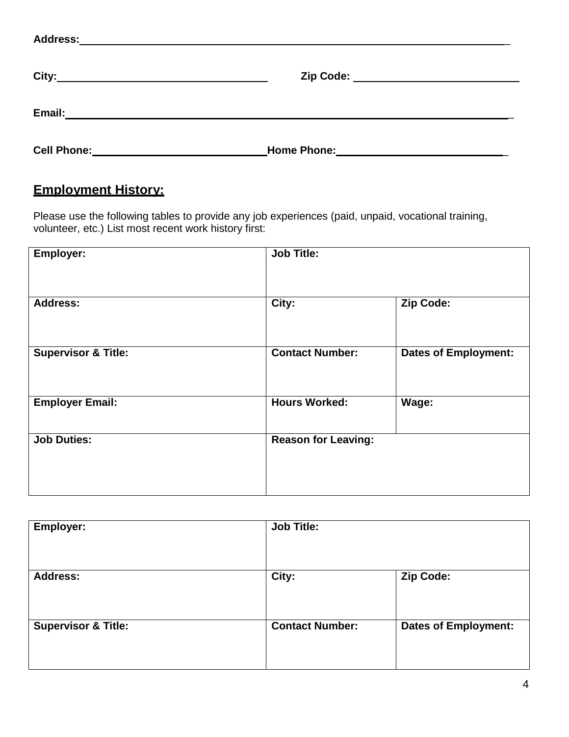**Address:** ___________________________________________________________________

**City:** ___________________________ **Zip Code:** ___________________________

**Email:** ___________________________________________________________________

**Cell Phone:** ___________________________ **Home Phone:** ___________________________

## Employment History:

Please use the following tables to provide any job experiences (paid, unpaid, vocational training, volunteer, etc.) List most recent work history first:

| **Employer:** | **Job Title:** | |
|---|---|---|
| **Address:** | **City:** | **Zip Code:** |
| **Supervisor & Title:** | **Contact Number:** | **Dates of Employment:** |
| **Employer Email:** | **Hours Worked:** | **Wage:** |
| **Job Duties:** | **Reason for Leaving:** | |

| **Employer:** | **Job Title:** | |
|---|---|---|
| **Address:** | **City:** | **Zip Code:** |
| **Supervisor & Title:** | **Contact Number:** | **Dates of Employment:** |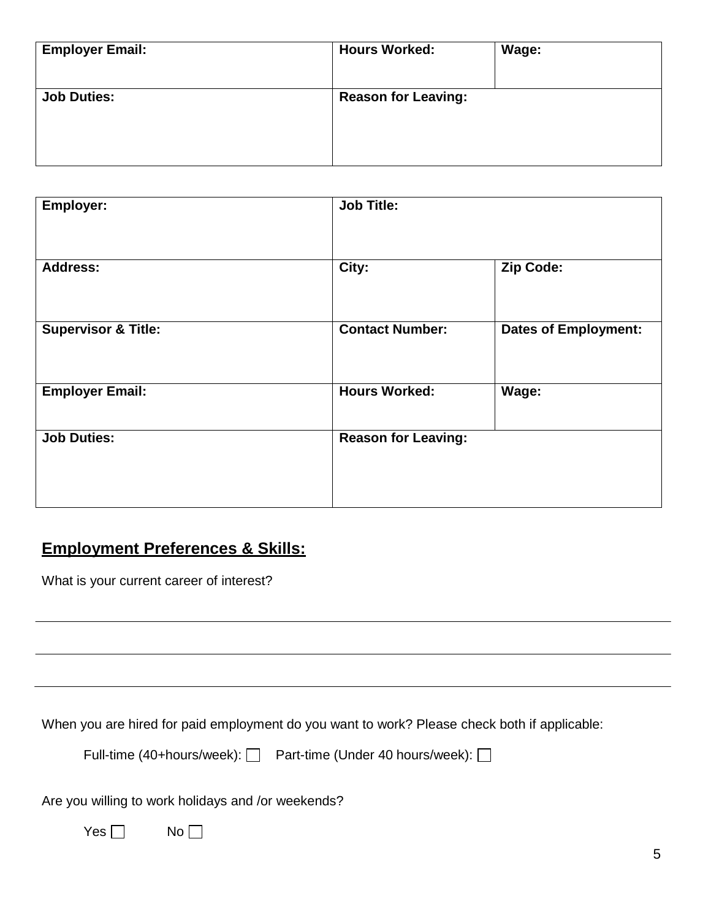| Employer Email: | Hours Worked: | Wage: |
|---|---|---|
| **Job Duties:** | **Reason for Leaving:** | |

| Employer: | Job Title: | |
|---|---|---|
| **Address:** | **City:** | **Zip Code:** |
| **Supervisor & Title:** | **Contact Number:** | **Dates of Employment:** |
| **Employer Email:** | **Hours Worked:** | **Wage:** |
| **Job Duties:** | **Reason for Leaving:** | |

## Employment Preferences & Skills:

What is your current career of interest?

\_\_\_\_\_\_\_\_\_\_\_\_\_\_\_\_\_\_\_\_\_\_\_\_\_\_\_\_\_\_\_\_\_\_\_\_\_\_\_\_\_\_\_\_\_\_\_\_\_\_\_\_\_\_\_\_\_\_\_\_\_\_\_\_\_\_\_\_\_\_\_\_\_\_\_\_

\_\_\_\_\_\_\_\_\_\_\_\_\_\_\_\_\_\_\_\_\_\_\_\_\_\_\_\_\_\_\_\_\_\_\_\_\_\_\_\_\_\_\_\_\_\_\_\_\_\_\_\_\_\_\_\_\_\_\_\_\_\_\_\_\_\_\_\_\_\_\_\_\_\_\_\_

\_\_\_\_\_\_\_\_\_\_\_\_\_\_\_\_\_\_\_\_\_\_\_\_\_\_\_\_\_\_\_\_\_\_\_\_\_\_\_\_\_\_\_\_\_\_\_\_\_\_\_\_\_\_\_\_\_\_\_\_\_\_\_\_\_\_\_\_\_\_\_\_\_\_\_\_

When you are hired for paid employment do you want to work? Please check both if applicable:

Full-time (40+hours/week): ☐ Part-time (Under 40 hours/week): ☐

Are you willing to work holidays and /or weekends?

Yes ☐ No ☐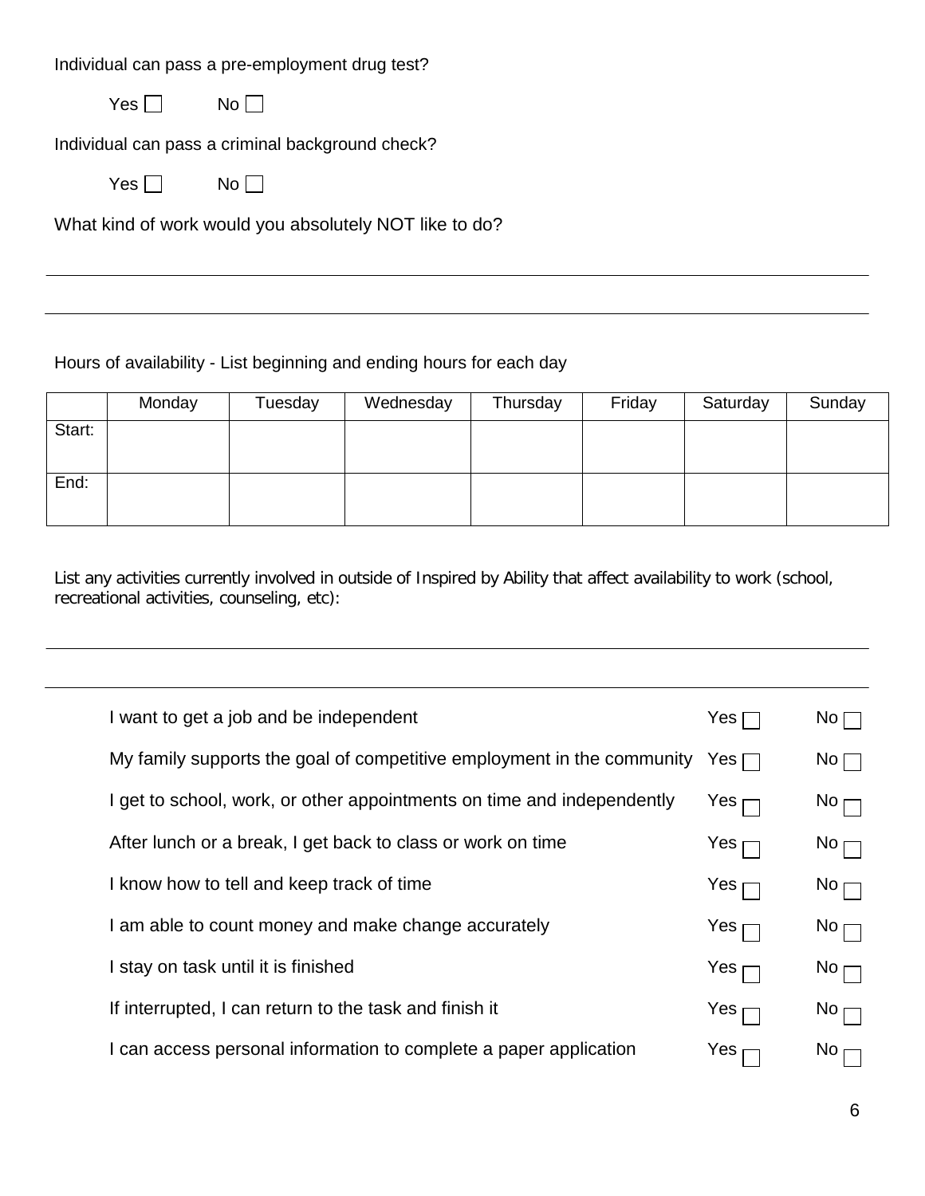Individual can pass a pre-employment drug test?

Yes ☐ No ☐

Individual can pass a criminal background check?

Yes ☐ No ☐

What kind of work would you absolutely NOT like to do?

______________________________________________________________________

______________________________________________________________________

Hours of availability - List beginning and ending hours for each day

| | Monday | Tuesday | Wednesday | Thursday | Friday | Saturday | Sunday |
|---|---|---|---|---|---|---|---|
| Start: | | | | | | | |
| End: | | | | | | | |

List any activities currently involved in outside of Inspired by Ability that affect availability to work (school, recreational activities, counseling, etc):

______________________________________________________________________

______________________________________________________________________

| | | |
|---|---|---|
| I want to get a job and be independent | Yes ☐ | No ☐ |
| My family supports the goal of competitive employment in the community | Yes ☐ | No ☐ |
| I get to school, work, or other appointments on time and independently | Yes ☐ | No ☐ |
| After lunch or a break, I get back to class or work on time | Yes ☐ | No ☐ |
| I know how to tell and keep track of time | Yes ☐ | No ☐ |
| I am able to count money and make change accurately | Yes ☐ | No ☐ |
| I stay on task until it is finished | Yes ☐ | No ☐ |
| If interrupted, I can return to the task and finish it | Yes ☐ | No ☐ |
| I can access personal information to complete a paper application | Yes ☐ | No ☐ |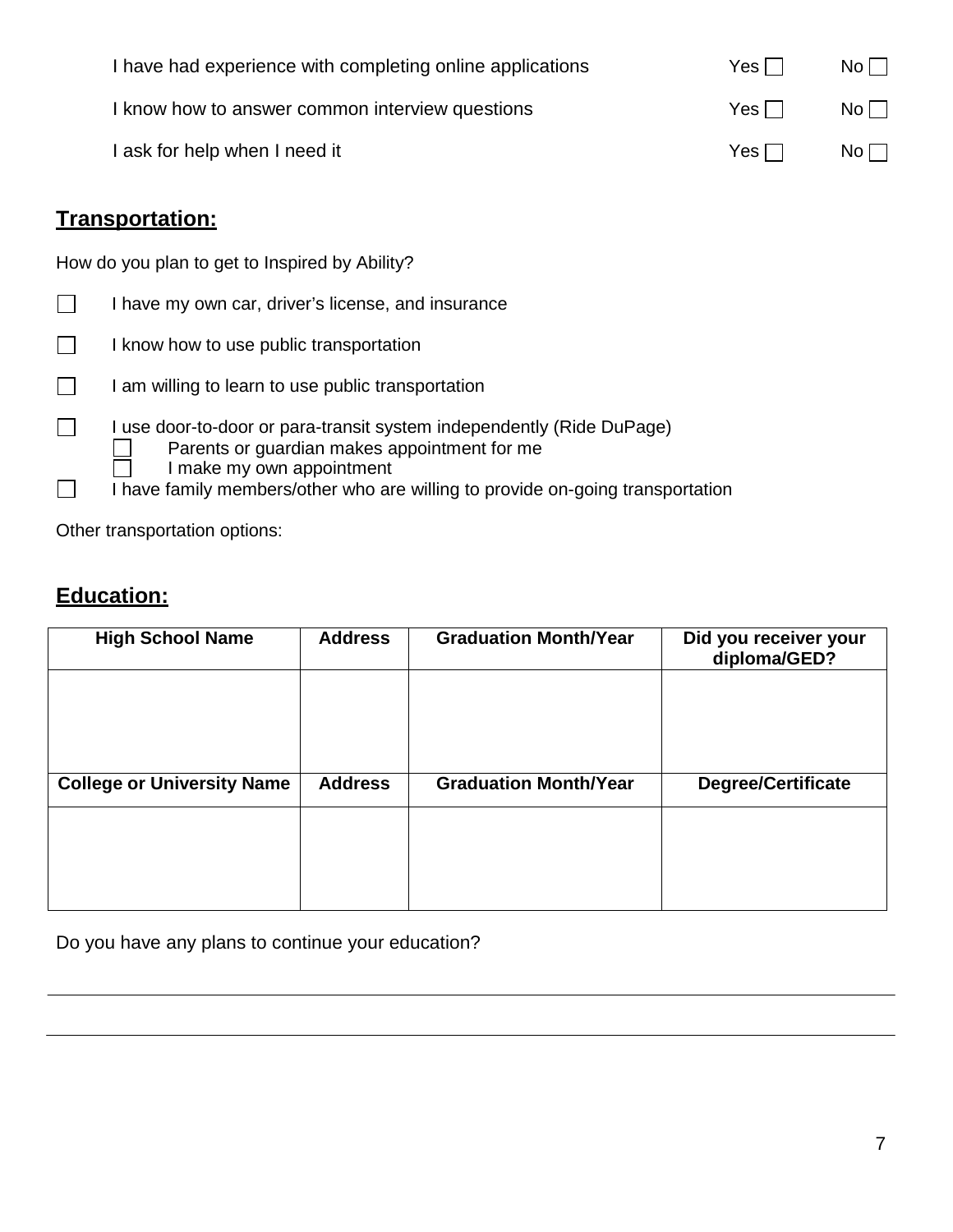I have had experience with completing online applications Yes ☐ No ☐

I know how to answer common interview questions Yes ☐ No ☐

I ask for help when I need it Yes ☐ No ☐

## Transportation:

How do you plan to get to Inspired by Ability?

☐ I have my own car, driver's license, and insurance

☐ I know how to use public transportation

☐ I am willing to learn to use public transportation

☐ I use door-to-door or para-transit system independently (Ride DuPage)
  - ☐ Parents or guardian makes appointment for me
  - ☐ I make my own appointment

☐ I have family members/other who are willing to provide on-going transportation

Other transportation options:

## Education:

| High School Name | Address | Graduation Month/Year | Did you receiver your diploma/GED? |
|---|---|---|---|
| | | | |
| **College or University Name** | **Address** | **Graduation Month/Year** | **Degree/Certificate** |
| | | | |

Do you have any plans to continue your education?

_______________________________________________

_______________________________________________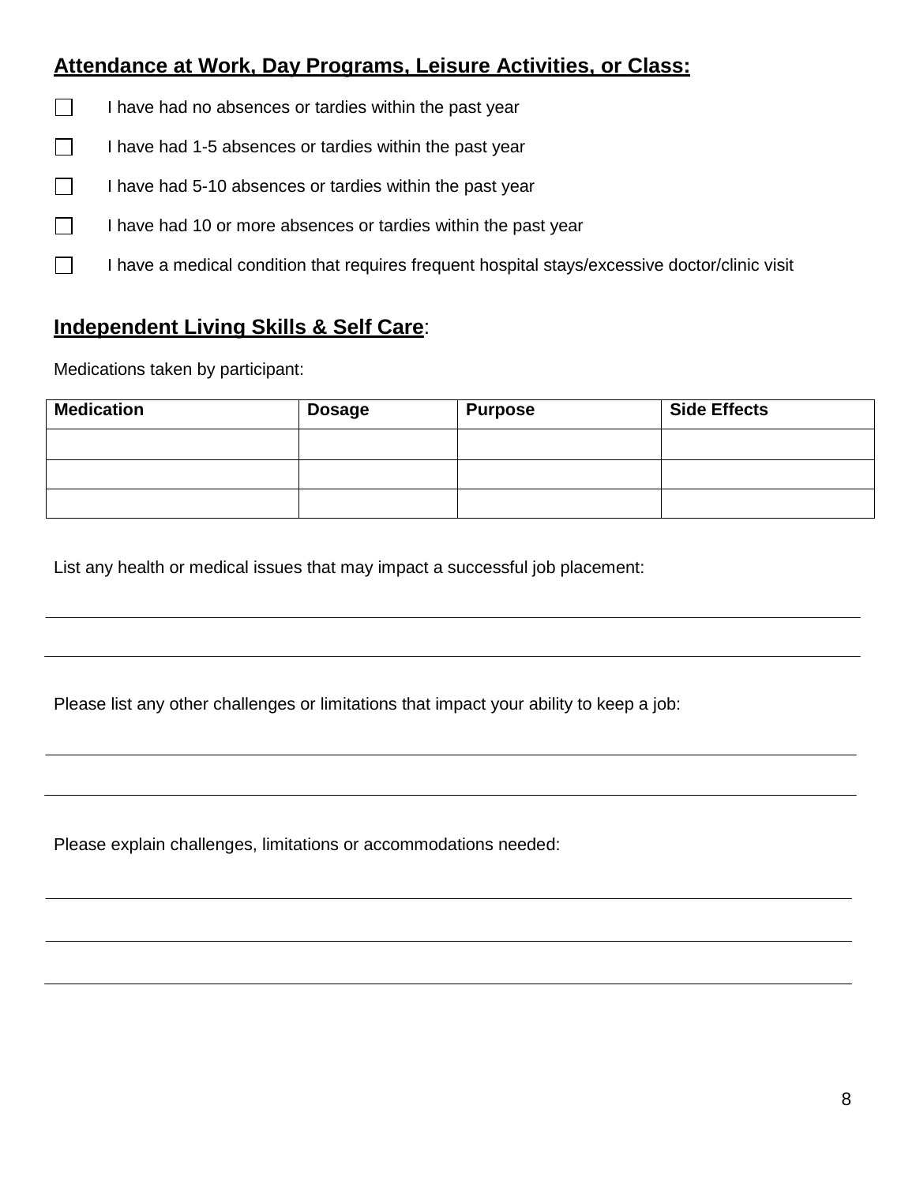**Attendance at Work, Day Programs, Leisure Activities, or Class:**

- ☐ I have had no absences or tardies within the past year
- ☐ I have had 1-5 absences or tardies within the past year
- ☐ I have had 5-10 absences or tardies within the past year
- ☐ I have had 10 or more absences or tardies within the past year
- ☐ I have a medical condition that requires frequent hospital stays/excessive doctor/clinic visit

**Independent Living Skills & Self Care**:

Medications taken by participant:

| Medication | Dosage | Purpose | Side Effects |
|---|---|---|---|
| | | | |
| | | | |
| | | | |

List any health or medical issues that may impact a successful job placement:

______________________________________________________________________________

______________________________________________________________________________

Please list any other challenges or limitations that impact your ability to keep a job:

______________________________________________________________________________

______________________________________________________________________________

Please explain challenges, limitations or accommodations needed:

______________________________________________________________________________

______________________________________________________________________________

______________________________________________________________________________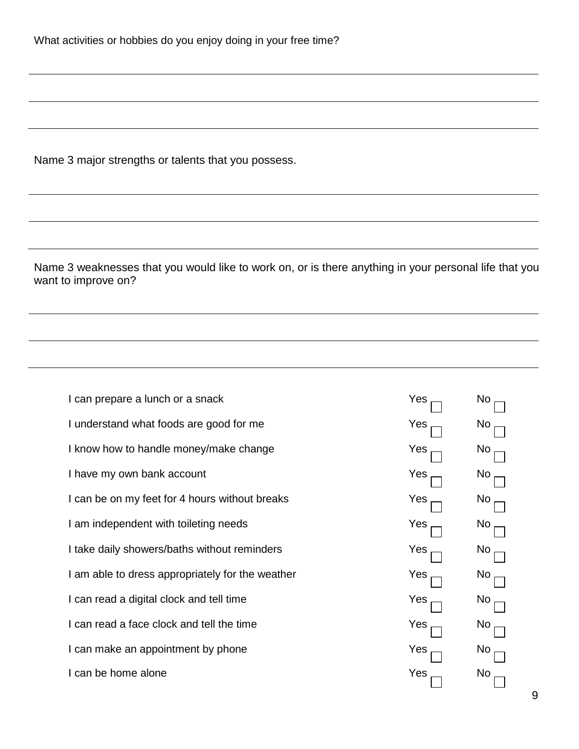What activities or hobbies do you enjoy doing in your free time?

\_\_\_\_\_\_\_\_\_\_\_\_\_\_\_\_\_\_\_\_\_\_\_\_\_\_\_\_\_\_\_\_\_\_\_\_\_\_\_\_\_\_\_\_\_\_\_\_\_\_\_\_\_\_\_\_\_\_\_\_\_\_\_\_\_\_\_\_\_\_

\_\_\_\_\_\_\_\_\_\_\_\_\_\_\_\_\_\_\_\_\_\_\_\_\_\_\_\_\_\_\_\_\_\_\_\_\_\_\_\_\_\_\_\_\_\_\_\_\_\_\_\_\_\_\_\_\_\_\_\_\_\_\_\_\_\_\_\_\_\_

\_\_\_\_\_\_\_\_\_\_\_\_\_\_\_\_\_\_\_\_\_\_\_\_\_\_\_\_\_\_\_\_\_\_\_\_\_\_\_\_\_\_\_\_\_\_\_\_\_\_\_\_\_\_\_\_\_\_\_\_\_\_\_\_\_\_\_\_\_\_

Name 3 major strengths or talents that you possess.

\_\_\_\_\_\_\_\_\_\_\_\_\_\_\_\_\_\_\_\_\_\_\_\_\_\_\_\_\_\_\_\_\_\_\_\_\_\_\_\_\_\_\_\_\_\_\_\_\_\_\_\_\_\_\_\_\_\_\_\_\_\_\_\_\_\_\_\_\_\_

\_\_\_\_\_\_\_\_\_\_\_\_\_\_\_\_\_\_\_\_\_\_\_\_\_\_\_\_\_\_\_\_\_\_\_\_\_\_\_\_\_\_\_\_\_\_\_\_\_\_\_\_\_\_\_\_\_\_\_\_\_\_\_\_\_\_\_\_\_\_

\_\_\_\_\_\_\_\_\_\_\_\_\_\_\_\_\_\_\_\_\_\_\_\_\_\_\_\_\_\_\_\_\_\_\_\_\_\_\_\_\_\_\_\_\_\_\_\_\_\_\_\_\_\_\_\_\_\_\_\_\_\_\_\_\_\_\_\_\_\_

Name 3 weaknesses that you would like to work on, or is there anything in your personal life that you want to improve on?

\_\_\_\_\_\_\_\_\_\_\_\_\_\_\_\_\_\_\_\_\_\_\_\_\_\_\_\_\_\_\_\_\_\_\_\_\_\_\_\_\_\_\_\_\_\_\_\_\_\_\_\_\_\_\_\_\_\_\_\_\_\_\_\_\_\_\_\_\_\_

\_\_\_\_\_\_\_\_\_\_\_\_\_\_\_\_\_\_\_\_\_\_\_\_\_\_\_\_\_\_\_\_\_\_\_\_\_\_\_\_\_\_\_\_\_\_\_\_\_\_\_\_\_\_\_\_\_\_\_\_\_\_\_\_\_\_\_\_\_\_

\_\_\_\_\_\_\_\_\_\_\_\_\_\_\_\_\_\_\_\_\_\_\_\_\_\_\_\_\_\_\_\_\_\_\_\_\_\_\_\_\_\_\_\_\_\_\_\_\_\_\_\_\_\_\_\_\_\_\_\_\_\_\_\_\_\_\_\_\_\_

| | | |
|---|---|---|
| I can prepare a lunch or a snack | Yes ☐ | No ☐ |
| I understand what foods are good for me | Yes ☐ | No ☐ |
| I know how to handle money/make change | Yes ☐ | No ☐ |
| I have my own bank account | Yes ☐ | No ☐ |
| I can be on my feet for 4 hours without breaks | Yes ☐ | No ☐ |
| I am independent with toileting needs | Yes ☐ | No ☐ |
| I take daily showers/baths without reminders | Yes ☐ | No ☐ |
| I am able to dress appropriately for the weather | Yes ☐ | No ☐ |
| I can read a digital clock and tell time | Yes ☐ | No ☐ |
| I can read a face clock and tell the time | Yes ☐ | No ☐ |
| I can make an appointment by phone | Yes ☐ | No ☐ |
| I can be home alone | Yes ☐ | No ☐ |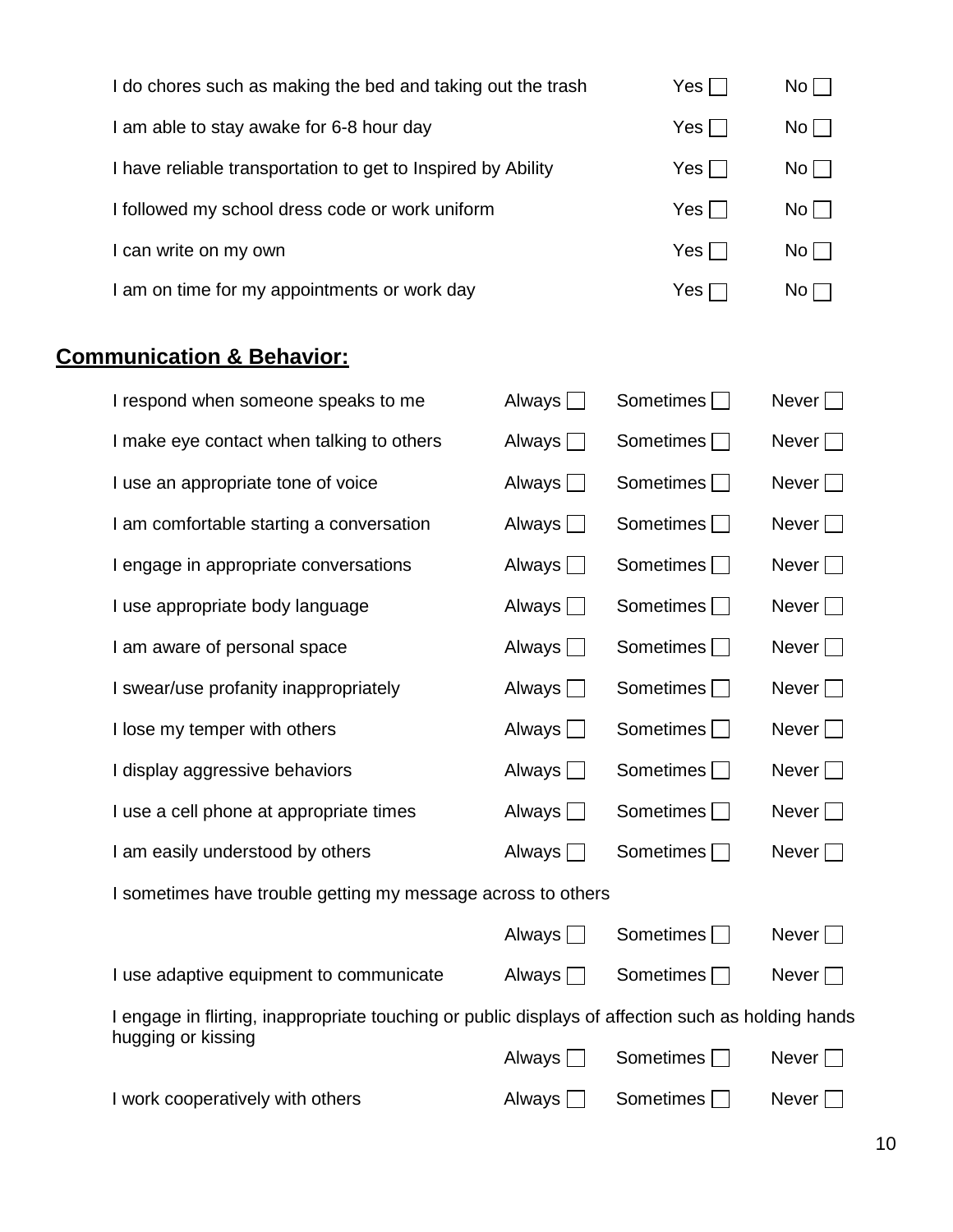| | Yes | No |
|---|---|---|
| I do chores such as making the bed and taking out the trash | Yes ☐ | No ☐ |
| I am able to stay awake for 6-8 hour day | Yes ☐ | No ☐ |
| I have reliable transportation to get to Inspired by Ability | Yes ☐ | No ☐ |
| I followed my school dress code or work uniform | Yes ☐ | No ☐ |
| I can write on my own | Yes ☐ | No ☐ |
| I am on time for my appointments or work day | Yes ☐ | No ☐ |

## **Communication & Behavior:**

| | Always | Sometimes | Never |
|---|---|---|---|
| I respond when someone speaks to me | Always ☐ | Sometimes ☐ | Never ☐ |
| I make eye contact when talking to others | Always ☐ | Sometimes ☐ | Never ☐ |
| I use an appropriate tone of voice | Always ☐ | Sometimes ☐ | Never ☐ |
| I am comfortable starting a conversation | Always ☐ | Sometimes ☐ | Never ☐ |
| I engage in appropriate conversations | Always ☐ | Sometimes ☐ | Never ☐ |
| I use appropriate body language | Always ☐ | Sometimes ☐ | Never ☐ |
| I am aware of personal space | Always ☐ | Sometimes ☐ | Never ☐ |
| I swear/use profanity inappropriately | Always ☐ | Sometimes ☐ | Never ☐ |
| I lose my temper with others | Always ☐ | Sometimes ☐ | Never ☐ |
| I display aggressive behaviors | Always ☐ | Sometimes ☐ | Never ☐ |
| I use a cell phone at appropriate times | Always ☐ | Sometimes ☐ | Never ☐ |
| I am easily understood by others | Always ☐ | Sometimes ☐ | Never ☐ |
| I sometimes have trouble getting my message across to others | Always ☐ | Sometimes ☐ | Never ☐ |
| I use adaptive equipment to communicate | Always ☐ | Sometimes ☐ | Never ☐ |
| I engage in flirting, inappropriate touching or public displays of affection such as holding hands hugging or kissing | Always ☐ | Sometimes ☐ | Never ☐ |
| I work cooperatively with others | Always ☐ | Sometimes ☐ | Never ☐ |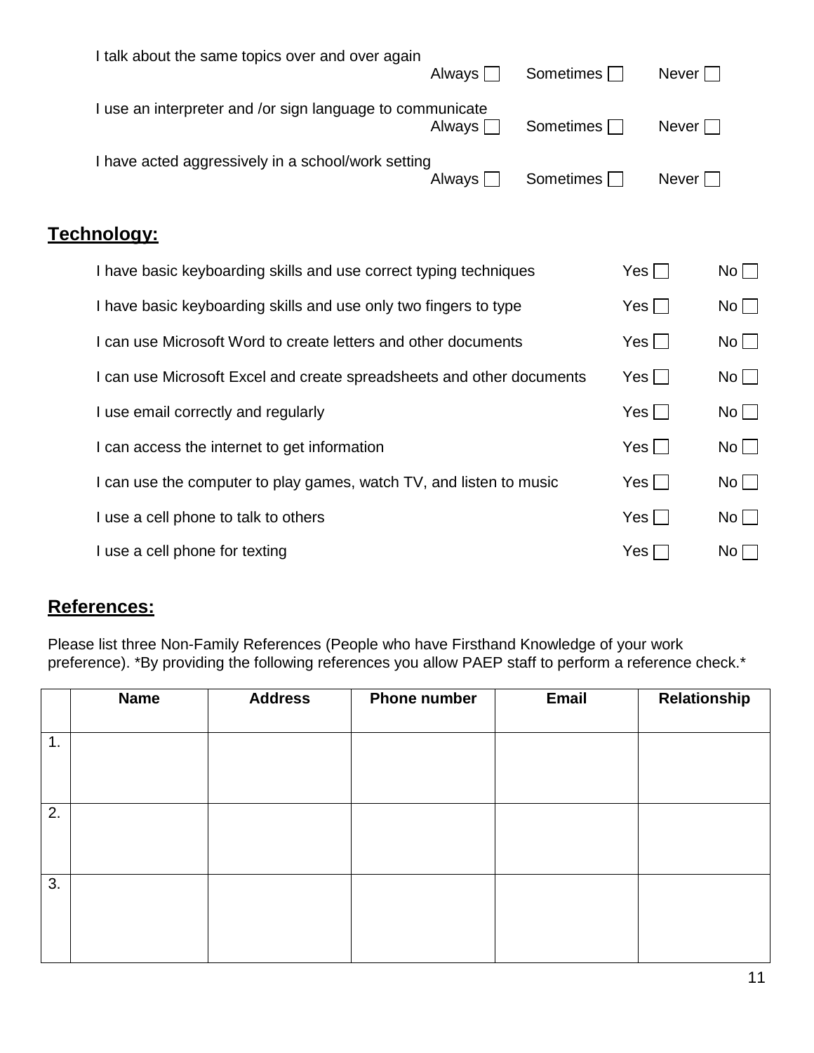I talk about the same topics over and over again

Always ☐ Sometimes ☐ Never ☐

I use an interpreter and /or sign language to communicate

Always ☐ Sometimes ☐ Never ☐

I have acted aggressively in a school/work setting

Always ☐ Sometimes ☐ Never ☐

## Technology:

| | | |
|---|---|---|
| I have basic keyboarding skills and use correct typing techniques | Yes ☐ | No ☐ |
| I have basic keyboarding skills and use only two fingers to type | Yes ☐ | No ☐ |
| I can use Microsoft Word to create letters and other documents | Yes ☐ | No ☐ |
| I can use Microsoft Excel and create spreadsheets and other documents | Yes ☐ | No ☐ |
| I use email correctly and regularly | Yes ☐ | No ☐ |
| I can access the internet to get information | Yes ☐ | No ☐ |
| I can use the computer to play games, watch TV, and listen to music | Yes ☐ | No ☐ |
| I use a cell phone to talk to others | Yes ☐ | No ☐ |
| I use a cell phone for texting | Yes ☐ | No ☐ |

## References:

Please list three Non-Family References (People who have Firsthand Knowledge of your work preference). *By providing the following references you allow PAEP staff to perform a reference check.*

| | Name | Address | Phone number | Email | Relationship |
|---|---|---|---|---|---|
| 1. | | | | | |
| 2. | | | | | |
| 3. | | | | | |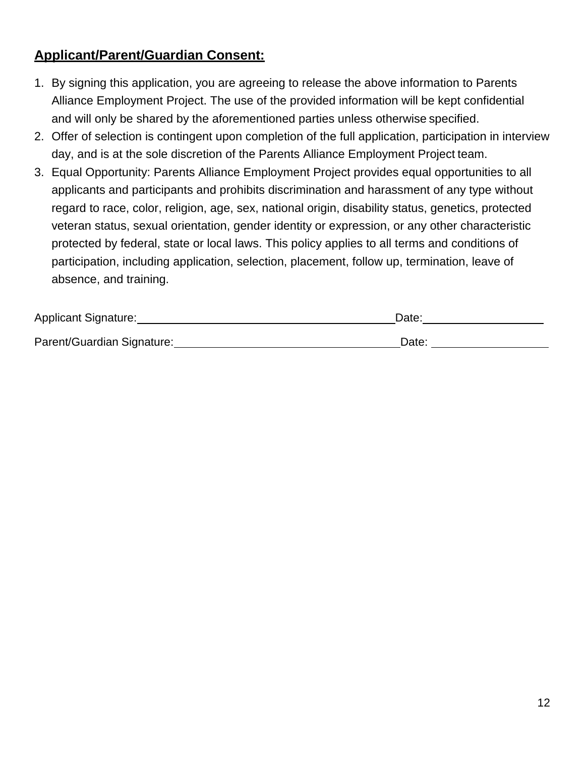## **Applicant/Parent/Guardian Consent:**

1. By signing this application, you are agreeing to release the above information to Parents Alliance Employment Project. The use of the provided information will be kept confidential and will only be shared by the aforementioned parties unless otherwise specified.
2. Offer of selection is contingent upon completion of the full application, participation in interview day, and is at the sole discretion of the Parents Alliance Employment Project team.
3. Equal Opportunity: Parents Alliance Employment Project provides equal opportunities to all applicants and participants and prohibits discrimination and harassment of any type without regard to race, color, religion, age, sex, national origin, disability status, genetics, protected veteran status, sexual orientation, gender identity or expression, or any other characteristic protected by federal, state or local laws. This policy applies to all terms and conditions of participation, including application, selection, placement, follow up, termination, leave of absence, and training.

Applicant Signature:_______________________________________ Date:__________________

Parent/Guardian Signature:_________________________________ Date: _________________